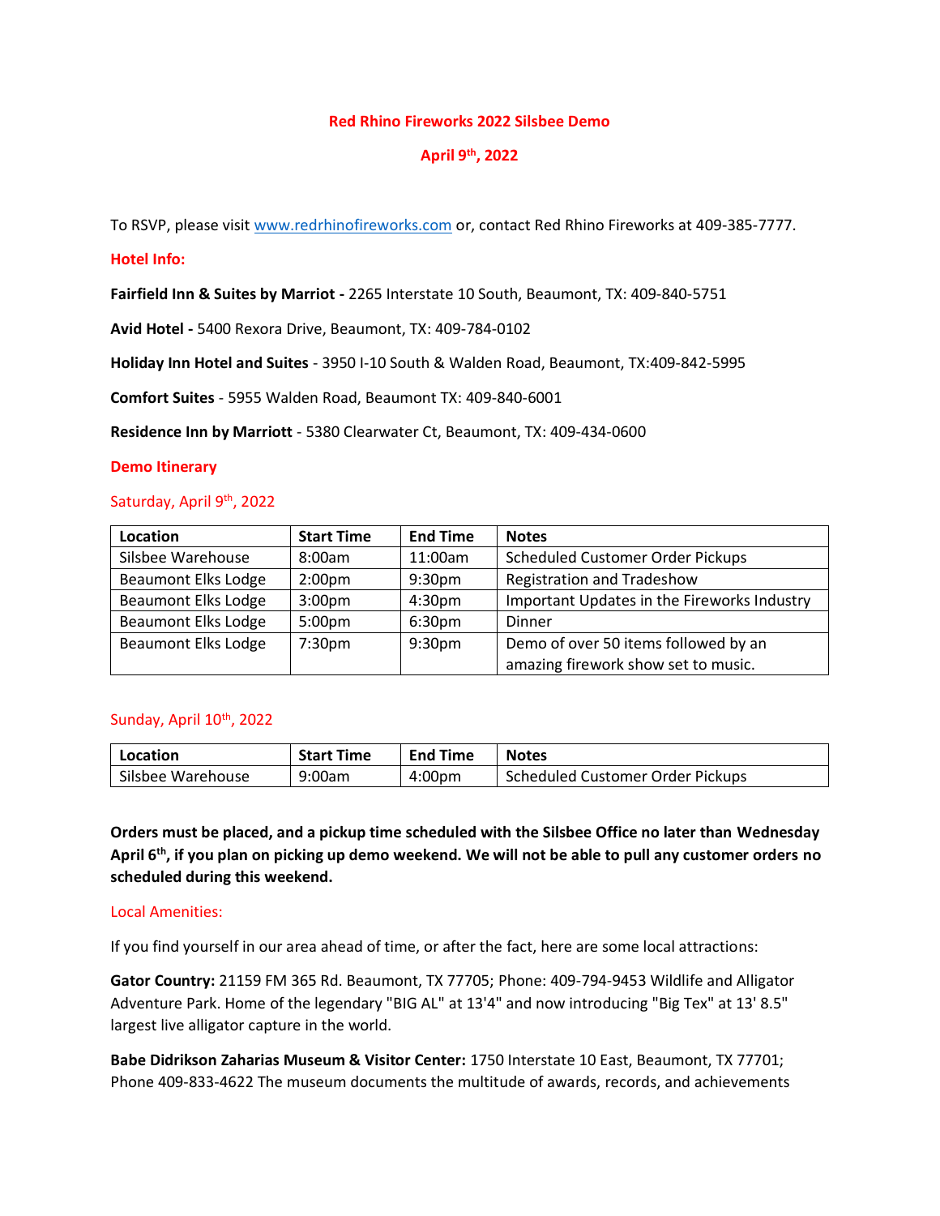# Red Rhino Fireworks 2022 Silsbee Demo

## April 9th, 2022

To RSVP, please visit www.redrhinofireworks.com or, contact Red Rhino Fireworks at 409-385-7777.

### Hotel Info:

**Fairfield Inn & Suites by Marriot -** 2265 Interstate 10 South, Beaumont, TX: 409-840-5751

**Avid Hotel -** 5400 Rexora Drive, Beaumont, TX: 409-784-0102

**Holiday Inn Hotel and Suites** - 3950 I-10 South & Walden Road, Beaumont, TX:409-842-5995

**Comfort Suites** - 5955 Walden Road, Beaumont TX: 409-840-6001

**Residence Inn by Marriott** - 5380 Clearwater Ct, Beaumont, TX: 409-434-0600

### Demo Itinerary

Saturday, April 9th, 2022

| Location | Start Time | End Time | Notes |
|---|---|---|---|
| Silsbee Warehouse | 8:00am | 11:00am | Scheduled Customer Order Pickups |
| Beaumont Elks Lodge | 2:00pm | 9:30pm | Registration and Tradeshow |
| Beaumont Elks Lodge | 3:00pm | 4:30pm | Important Updates in the Fireworks Industry |
| Beaumont Elks Lodge | 5:00pm | 6:30pm | Dinner |
| Beaumont Elks Lodge | 7:30pm | 9:30pm | Demo of over 50 items followed by an amazing firework show set to music. |

Sunday, April 10th, 2022

| Location | Start Time | End Time | Notes |
|---|---|---|---|
| Silsbee Warehouse | 9:00am | 4:00pm | Scheduled Customer Order Pickups |

**Orders must be placed, and a pickup time scheduled with the Silsbee Office no later than Wednesday April 6th, if you plan on picking up demo weekend. We will not be able to pull any customer orders no scheduled during this weekend.**

Local Amenities:

If you find yourself in our area ahead of time, or after the fact, here are some local attractions:

**Gator Country:** 21159 FM 365 Rd. Beaumont, TX 77705; Phone: 409-794-9453 Wildlife and Alligator Adventure Park. Home of the legendary "BIG AL" at 13'4" and now introducing "Big Tex" at 13' 8.5" largest live alligator capture in the world.

**Babe Didrikson Zaharias Museum & Visitor Center:** 1750 Interstate 10 East, Beaumont, TX 77701; Phone 409-833-4622 The museum documents the multitude of awards, records, and achievements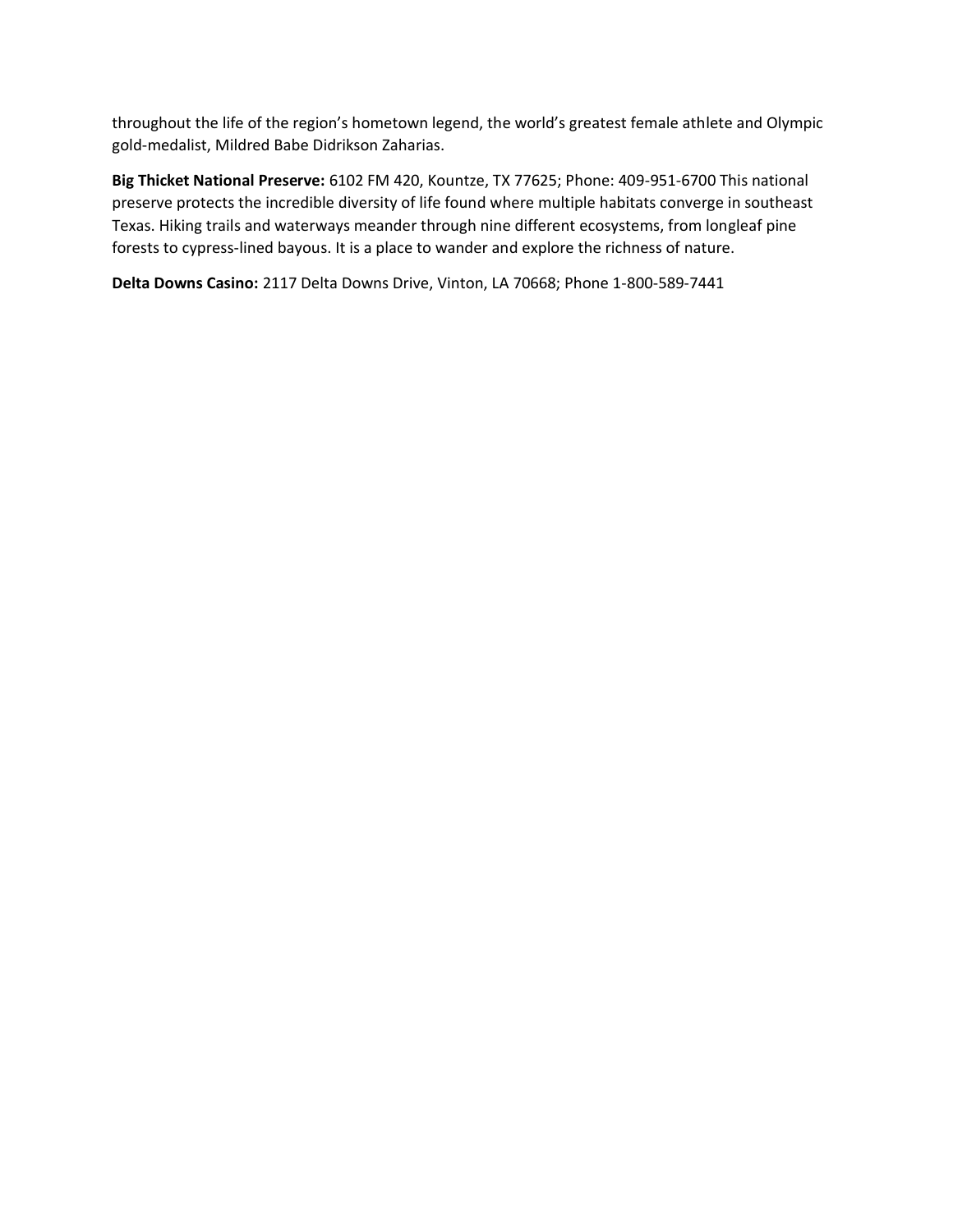throughout the life of the region's hometown legend, the world's greatest female athlete and Olympic gold-medalist, Mildred Babe Didrikson Zaharias.

**Big Thicket National Preserve:** 6102 FM 420, Kountze, TX 77625; Phone: 409-951-6700 This national preserve protects the incredible diversity of life found where multiple habitats converge in southeast Texas. Hiking trails and waterways meander through nine different ecosystems, from longleaf pine forests to cypress-lined bayous. It is a place to wander and explore the richness of nature.

**Delta Downs Casino:** 2117 Delta Downs Drive, Vinton, LA 70668; Phone 1-800-589-7441